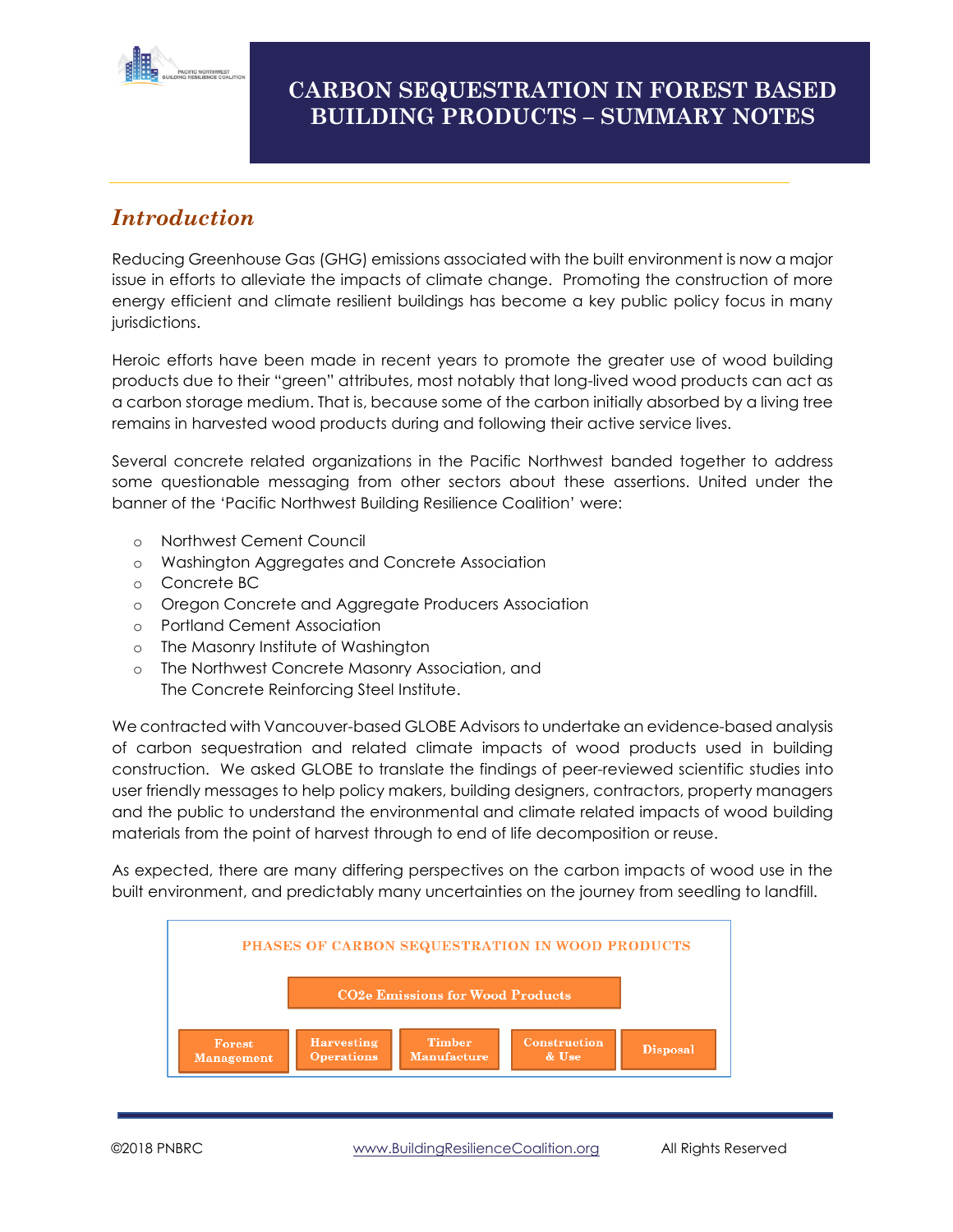// Title banner: # CARBON SEQUESTRATION IN FOREST BASED BUILDING PRODUCTS – SUMMARY NOTES
# CARBON SEQUESTRATION IN FOREST BASED BUILDING PRODUCTS – SUMMARY NOTES

## *Introduction*

Reducing Greenhouse Gas (GHG) emissions associated with the built environment is now a major issue in efforts to alleviate the impacts of climate change. Promoting the construction of more energy efficient and climate resilient buildings has become a key public policy focus in many jurisdictions.

Heroic efforts have been made in recent years to promote the greater use of wood building products due to their "green" attributes, most notably that long-lived wood products can act as a carbon storage medium. That is, because some of the carbon initially absorbed by a living tree remains in harvested wood products during and following their active service lives.

Several concrete related organizations in the Pacific Northwest banded together to address some questionable messaging from other sectors about these assertions. United under the banner of the 'Pacific Northwest Building Resilience Coalition' were:

- Northwest Cement Council
- Washington Aggregates and Concrete Association
- Concrete BC
- Oregon Concrete and Aggregate Producers Association
- Portland Cement Association
- The Masonry Institute of Washington
- The Northwest Concrete Masonry Association, and
  The Concrete Reinforcing Steel Institute.

We contracted with Vancouver-based GLOBE Advisors to undertake an evidence-based analysis of carbon sequestration and related climate impacts of wood products used in building construction. We asked GLOBE to translate the findings of peer-reviewed scientific studies into user friendly messages to help policy makers, building designers, contractors, property managers and the public to understand the environmental and climate related impacts of wood building materials from the point of harvest through to end of life decomposition or reuse.

As expected, there are many differing perspectives on the carbon impacts of wood use in the built environment, and predictably many uncertainties on the journey from seedling to landfill.

**PHASES OF CARBON SEQUESTRATION IN WOOD PRODUCTS**

**CO2e Emissions for Wood Products**

| Forest Management | Harvesting Operations | Timber Manufacture | Construction & Use | Disposal |
|---|---|---|---|---|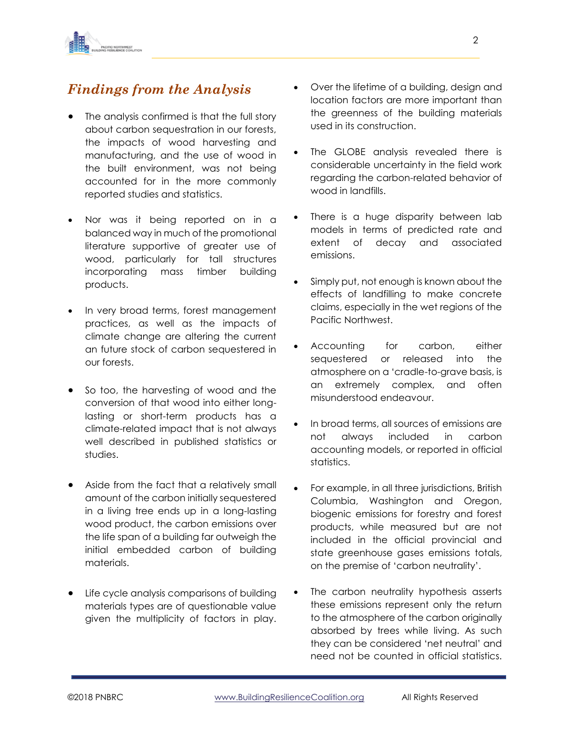## *Findings from the Analysis*

- The analysis confirmed is that the full story about carbon sequestration in our forests, the impacts of wood harvesting and manufacturing, and the use of wood in the built environment, was not being accounted for in the more commonly reported studies and statistics.
- Nor was it being reported on in a balanced way in much of the promotional literature supportive of greater use of wood, particularly for tall structures incorporating mass timber building products.
- In very broad terms, forest management practices, as well as the impacts of climate change are altering the current an future stock of carbon sequestered in our forests.
- So too, the harvesting of wood and the conversion of that wood into either long-lasting or short-term products has a climate-related impact that is not always well described in published statistics or studies.
- Aside from the fact that a relatively small amount of the carbon initially sequestered in a living tree ends up in a long-lasting wood product, the carbon emissions over the life span of a building far outweigh the initial embedded carbon of building materials.
- Life cycle analysis comparisons of building materials types are of questionable value given the multiplicity of factors in play.
- Over the lifetime of a building, design and location factors are more important than the greenness of the building materials used in its construction.
- The GLOBE analysis revealed there is considerable uncertainty in the field work regarding the carbon-related behavior of wood in landfills.
- There is a huge disparity between lab models in terms of predicted rate and extent of decay and associated emissions.
- Simply put, not enough is known about the effects of landfilling to make concrete claims, especially in the wet regions of the Pacific Northwest.
- Accounting for carbon, either sequestered or released into the atmosphere on a 'cradle-to-grave basis, is an extremely complex, and often misunderstood endeavour.
- In broad terms, all sources of emissions are not always included in carbon accounting models, or reported in official statistics.
- For example, in all three jurisdictions, British Columbia, Washington and Oregon, biogenic emissions for forestry and forest products, while measured but are not included in the official provincial and state greenhouse gases emissions totals, on the premise of 'carbon neutrality'.
- The carbon neutrality hypothesis asserts these emissions represent only the return to the atmosphere of the carbon originally absorbed by trees while living. As such they can be considered 'net neutral' and need not be counted in official statistics.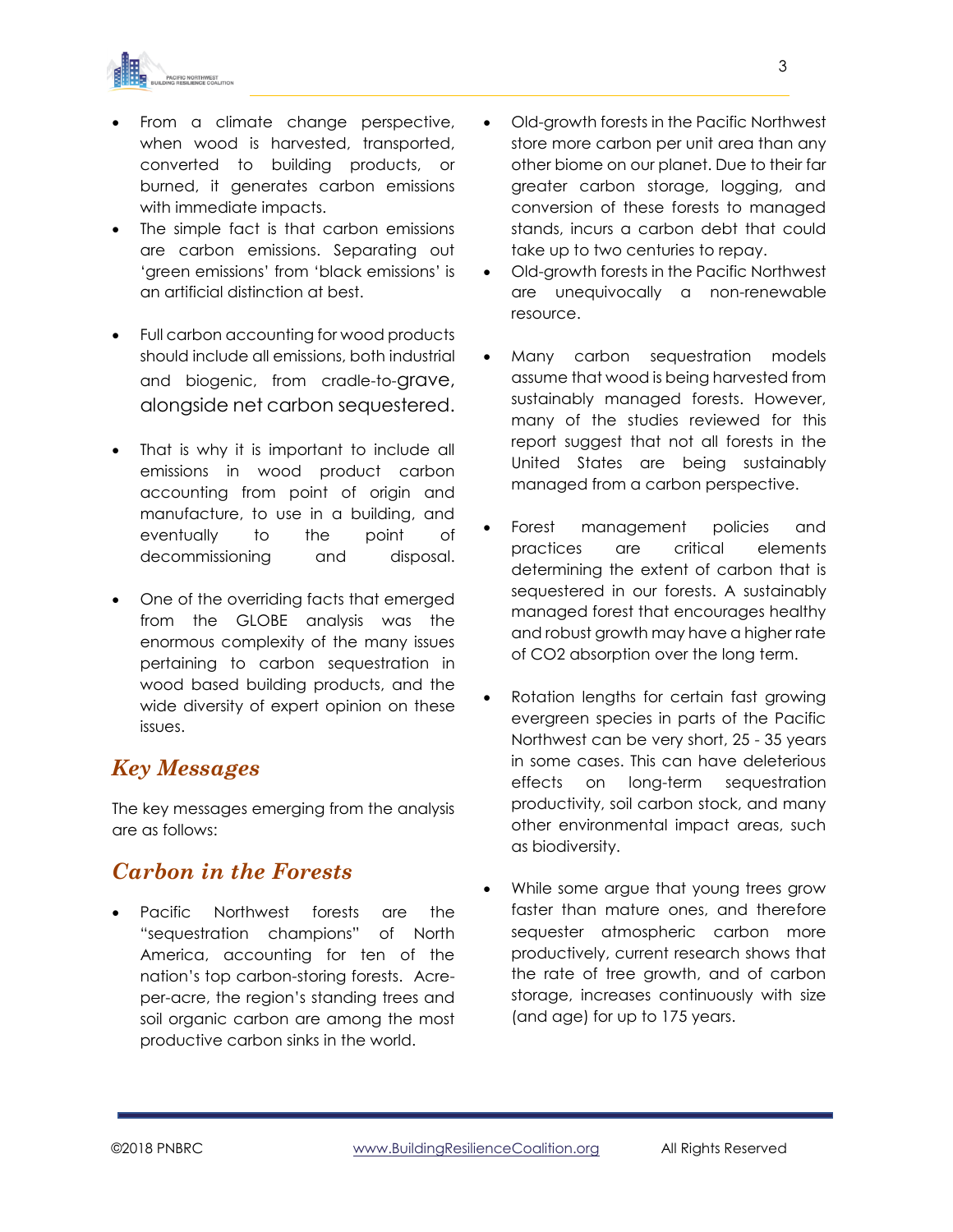- From a climate change perspective, when wood is harvested, transported, converted to building products, or burned, it generates carbon emissions with immediate impacts.
- The simple fact is that carbon emissions are carbon emissions. Separating out 'green emissions' from 'black emissions' is an artificial distinction at best.

- Full carbon accounting for wood products should include all emissions, both industrial and biogenic, from cradle-to-grave, alongside net carbon sequestered.

- That is why it is important to include all emissions in wood product carbon accounting from point of origin and manufacture, to use in a building, and eventually to the point of decommissioning and disposal.

- One of the overriding facts that emerged from the GLOBE analysis was the enormous complexity of the many issues pertaining to carbon sequestration in wood based building products, and the wide diversity of expert opinion on these issues.

## *Key Messages*

The key messages emerging from the analysis are as follows:

## *Carbon in the Forests*

- Pacific Northwest forests are the "sequestration champions" of North America, accounting for ten of the nation's top carbon-storing forests. Acre-per-acre, the region's standing trees and soil organic carbon are among the most productive carbon sinks in the world.
- Old-growth forests in the Pacific Northwest store more carbon per unit area than any other biome on our planet. Due to their far greater carbon storage, logging, and conversion of these forests to managed stands, incurs a carbon debt that could take up to two centuries to repay.
- Old-growth forests in the Pacific Northwest are unequivocally a non-renewable resource.

- Many carbon sequestration models assume that wood is being harvested from sustainably managed forests. However, many of the studies reviewed for this report suggest that not all forests in the United States are being sustainably managed from a carbon perspective.

- Forest management policies and practices are critical elements determining the extent of carbon that is sequestered in our forests. A sustainably managed forest that encourages healthy and robust growth may have a higher rate of $CO_2$ absorption over the long term.

- Rotation lengths for certain fast growing evergreen species in parts of the Pacific Northwest can be very short, 25 - 35 years in some cases. This can have deleterious effects on long-term sequestration productivity, soil carbon stock, and many other environmental impact areas, such as biodiversity.

- While some argue that young trees grow faster than mature ones, and therefore sequester atmospheric carbon more productively, current research shows that the rate of tree growth, and of carbon storage, increases continuously with size (and age) for up to 175 years.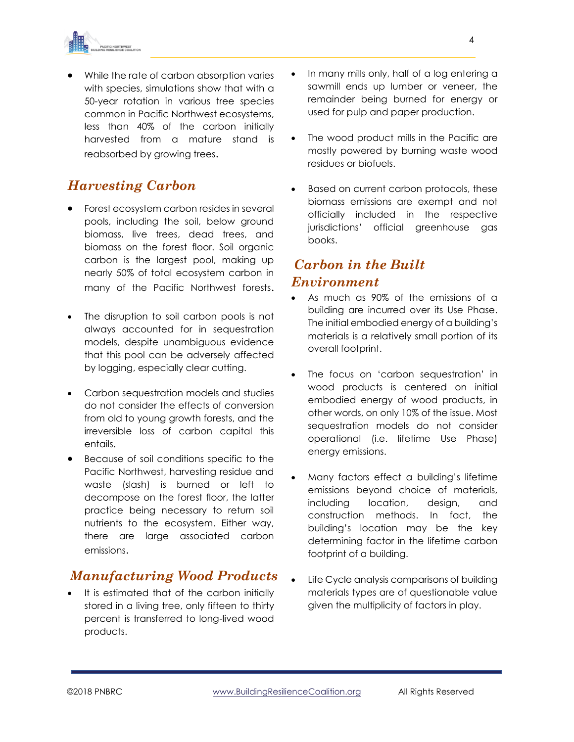- While the rate of carbon absorption varies with species, simulations show that with a 50-year rotation in various tree species common in Pacific Northwest ecosystems, less than 40% of the carbon initially harvested from a mature stand is reabsorbed by growing trees.

## *Harvesting Carbon*

- Forest ecosystem carbon resides in several pools, including the soil, below ground biomass, live trees, dead trees, and biomass on the forest floor. Soil organic carbon is the largest pool, making up nearly 50% of total ecosystem carbon in many of the Pacific Northwest forests.
- The disruption to soil carbon pools is not always accounted for in sequestration models, despite unambiguous evidence that this pool can be adversely affected by logging, especially clear cutting.
- Carbon sequestration models and studies do not consider the effects of conversion from old to young growth forests, and the irreversible loss of carbon capital this entails.
- Because of soil conditions specific to the Pacific Northwest, harvesting residue and waste (slash) is burned or left to decompose on the forest floor, the latter practice being necessary to return soil nutrients to the ecosystem. Either way, there are large associated carbon emissions.

## *Manufacturing Wood Products*

- It is estimated that of the carbon initially stored in a living tree, only fifteen to thirty percent is transferred to long-lived wood products.
- In many mills only, half of a log entering a sawmill ends up lumber or veneer, the remainder being burned for energy or used for pulp and paper production.
- The wood product mills in the Pacific are mostly powered by burning waste wood residues or biofuels.
- Based on current carbon protocols, these biomass emissions are exempt and not officially included in the respective jurisdictions' official greenhouse gas books.

## *Carbon in the Built Environment*

- As much as 90% of the emissions of a building are incurred over its Use Phase. The initial embodied energy of a building's materials is a relatively small portion of its overall footprint.
- The focus on 'carbon sequestration' in wood products is centered on initial embodied energy of wood products, in other words, on only 10% of the issue. Most sequestration models do not consider operational (i.e. lifetime Use Phase) energy emissions.
- Many factors effect a building's lifetime emissions beyond choice of materials, including location, design, and construction methods. In fact, the building's location may be the key determining factor in the lifetime carbon footprint of a building.
- Life Cycle analysis comparisons of building materials types are of questionable value given the multiplicity of factors in play.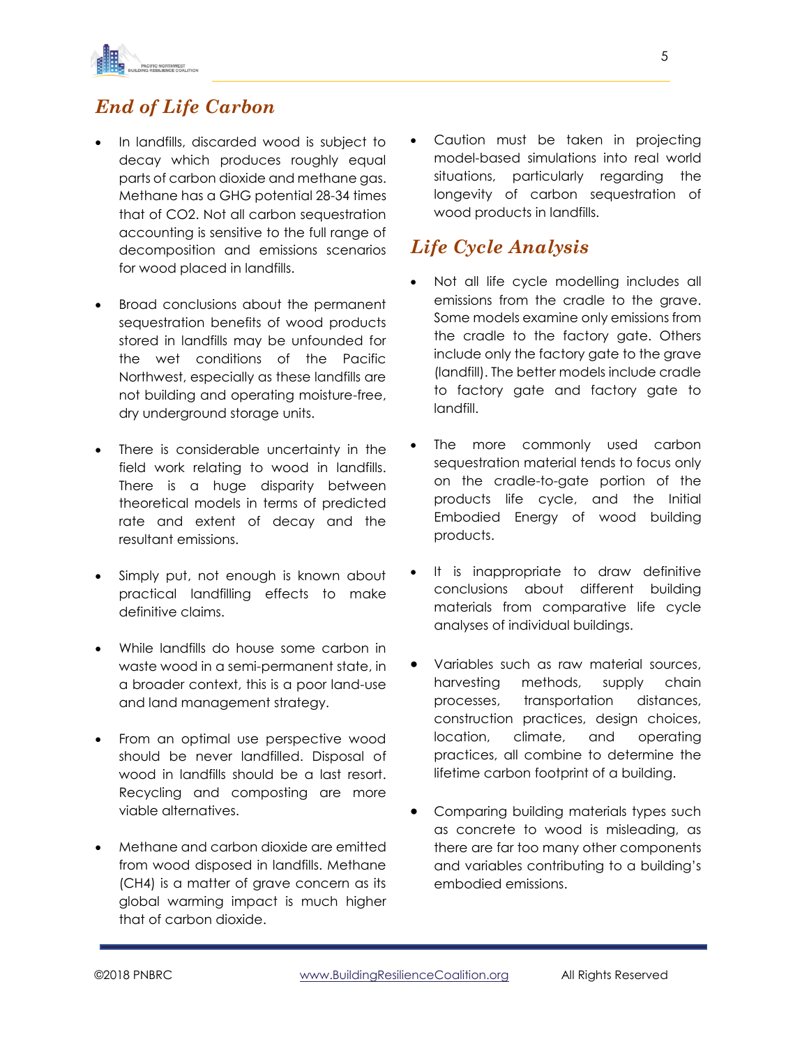## *End of Life Carbon*

- In landfills, discarded wood is subject to decay which produces roughly equal parts of carbon dioxide and methane gas. Methane has a GHG potential 28-34 times that of CO2. Not all carbon sequestration accounting is sensitive to the full range of decomposition and emissions scenarios for wood placed in landfills.

- Broad conclusions about the permanent sequestration benefits of wood products stored in landfills may be unfounded for the wet conditions of the Pacific Northwest, especially as these landfills are not building and operating moisture-free, dry underground storage units.

- There is considerable uncertainty in the field work relating to wood in landfills. There is a huge disparity between theoretical models in terms of predicted rate and extent of decay and the resultant emissions.

- Simply put, not enough is known about practical landfilling effects to make definitive claims.

- While landfills do house some carbon in waste wood in a semi-permanent state, in a broader context, this is a poor land-use and land management strategy.

- From an optimal use perspective wood should be never landfilled. Disposal of wood in landfills should be a last resort. Recycling and composting are more viable alternatives.

- Methane and carbon dioxide are emitted from wood disposed in landfills. Methane (CH4) is a matter of grave concern as its global warming impact is much higher that of carbon dioxide.

- Caution must be taken in projecting model-based simulations into real world situations, particularly regarding the longevity of carbon sequestration of wood products in landfills.

## *Life Cycle Analysis*

- Not all life cycle modelling includes all emissions from the cradle to the grave. Some models examine only emissions from the cradle to the factory gate. Others include only the factory gate to the grave (landfill). The better models include cradle to factory gate and factory gate to landfill.

- The more commonly used carbon sequestration material tends to focus only on the cradle-to-gate portion of the products life cycle, and the Initial Embodied Energy of wood building products.

- It is inappropriate to draw definitive conclusions about different building materials from comparative life cycle analyses of individual buildings.

- Variables such as raw material sources, harvesting methods, supply chain processes, transportation distances, construction practices, design choices, location, climate, and operating practices, all combine to determine the lifetime carbon footprint of a building.

- Comparing building materials types such as concrete to wood is misleading, as there are far too many other components and variables contributing to a building's embodied emissions.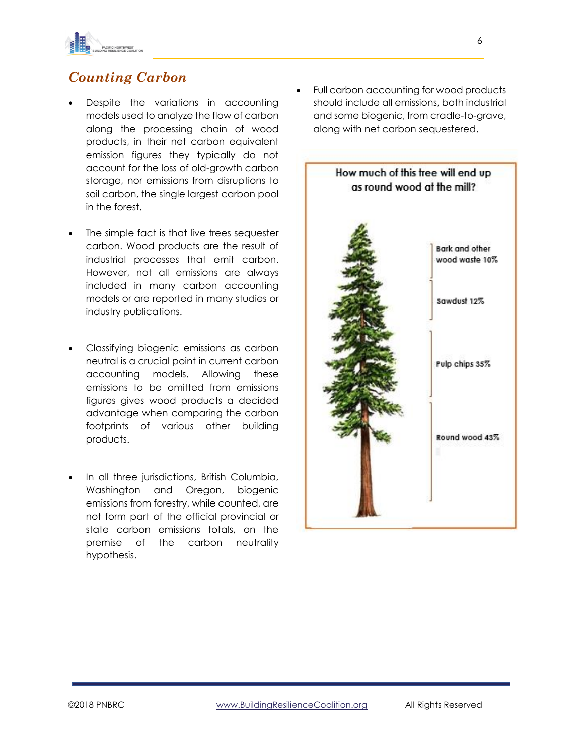## *Counting Carbon*

- Despite the variations in accounting models used to analyze the flow of carbon along the processing chain of wood products, in their net carbon equivalent emission figures they typically do not account for the loss of old-growth carbon storage, nor emissions from disruptions to soil carbon, the single largest carbon pool in the forest.

- The simple fact is that live trees sequester carbon. Wood products are the result of industrial processes that emit carbon. However, not all emissions are always included in many carbon accounting models or are reported in many studies or industry publications.

- Classifying biogenic emissions as carbon neutral is a crucial point in current carbon accounting models. Allowing these emissions to be omitted from emissions figures gives wood products a decided advantage when comparing the carbon footprints of various other building products.

- In all three jurisdictions, British Columbia, Washington and Oregon, biogenic emissions from forestry, while counted, are not form part of the official provincial or state carbon emissions totals, on the premise of the carbon neutrality hypothesis.

- Full carbon accounting for wood products should include all emissions, both industrial and some biogenic, from cradle-to-grave, along with net carbon sequestered.

How much of this tree will end up as round wood at the mill?

Bark and other wood waste 10%

Sawdust 12%

Pulp chips 35%

Round wood 43%